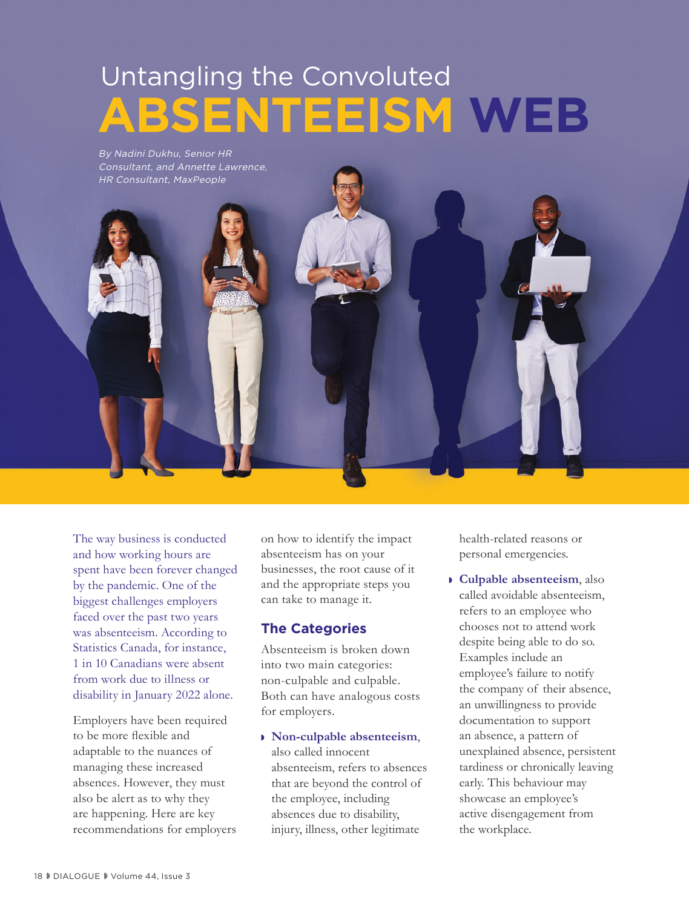# Untangling the Convoluted ABSENTEEISM WEB

*By Nadini Dukhu, Senior HR Consultant, and Annette Lawrence, HR Consultant, MaxPeople*

The way business is conducted and how working hours are spent have been forever changed by the pandemic. One of the biggest challenges employers faced over the past two years was absenteeism. According to Statistics Canada, for instance, 1 in 10 Canadians were absent from work due to illness or disability in January 2022 alone.

Employers have been required to be more flexible and adaptable to the nuances of managing these increased absences. However, they must also be alert as to why they are happening. Here are key recommendations for employers on how to identify the impact absenteeism has on your businesses, the root cause of it and the appropriate steps you can take to manage it.

## The Categories

Absenteeism is broken down into two main categories: non-culpable and culpable. Both can have analogous costs for employers.

- **Non-culpable absenteeism**, also called innocent absenteeism, refers to absences that are beyond the control of the employee, including absences due to disability, injury, illness, other legitimate health-related reasons or personal emergencies.
- **Culpable absenteeism**, also called avoidable absenteeism, refers to an employee who chooses not to attend work despite being able to do so. Examples include an employee's failure to notify the company of their absence, an unwillingness to provide documentation to support an absence, a pattern of unexplained absence, persistent tardiness or chronically leaving early. This behaviour may showcase an employee's active disengagement from the workplace.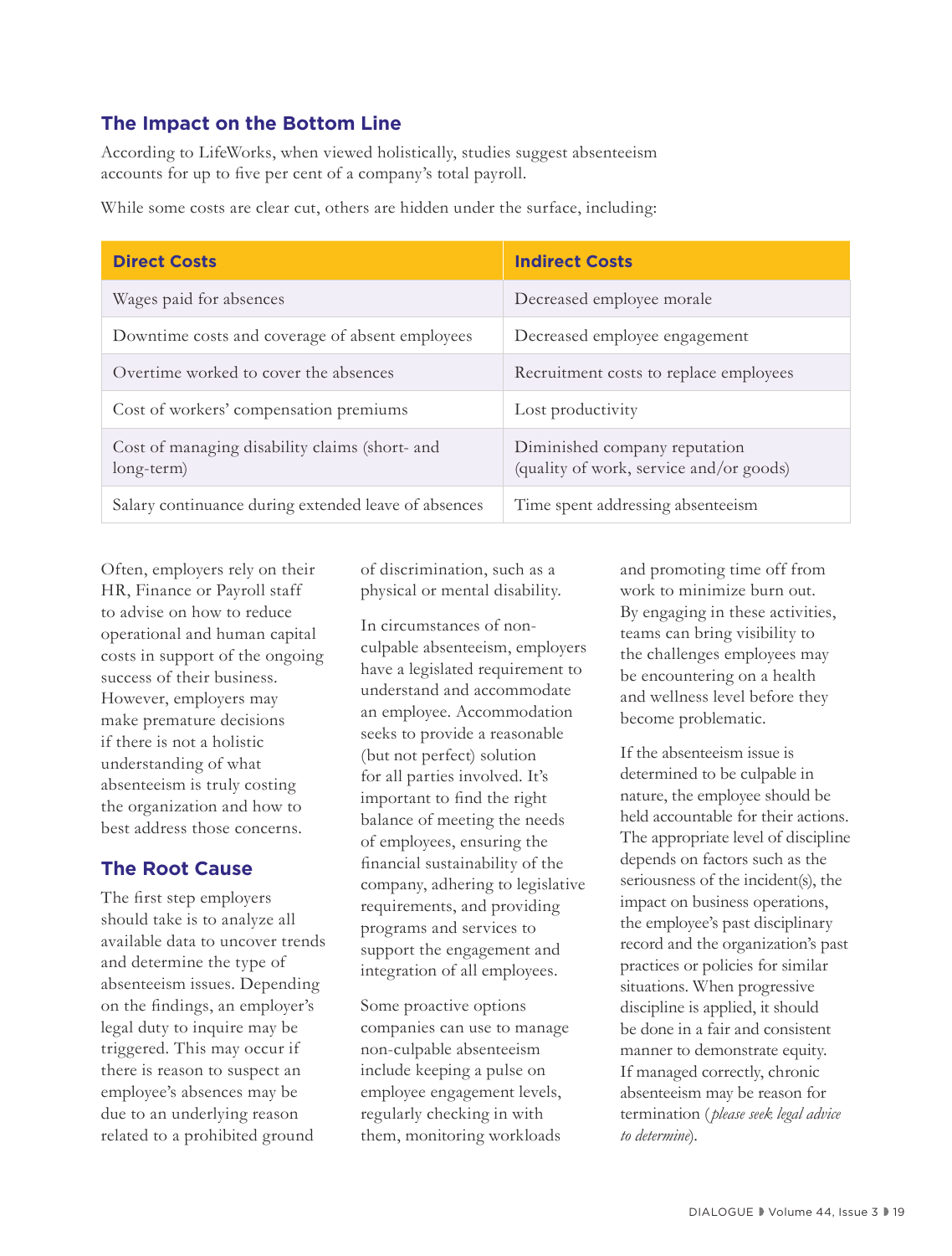## The Impact on the Bottom Line

According to LifeWorks, when viewed holistically, studies suggest absenteeism accounts for up to five per cent of a company's total payroll.

While some costs are clear cut, others are hidden under the surface, including:

| Direct Costs | Indirect Costs |
|---|---|
| Wages paid for absences | Decreased employee morale |
| Downtime costs and coverage of absent employees | Decreased employee engagement |
| Overtime worked to cover the absences | Recruitment costs to replace employees |
| Cost of workers' compensation premiums | Lost productivity |
| Cost of managing disability claims (short- and long-term) | Diminished company reputation (quality of work, service and/or goods) |
| Salary continuance during extended leave of absences | Time spent addressing absenteeism |

Often, employers rely on their HR, Finance or Payroll staff to advise on how to reduce operational and human capital costs in support of the ongoing success of their business. However, employers may make premature decisions if there is not a holistic understanding of what absenteeism is truly costing the organization and how to best address those concerns.

## The Root Cause

The first step employers should take is to analyze all available data to uncover trends and determine the type of absenteeism issues. Depending on the findings, an employer's legal duty to inquire may be triggered. This may occur if there is reason to suspect an employee's absences may be due to an underlying reason related to a prohibited ground of discrimination, such as a physical or mental disability.

In circumstances of non-culpable absenteeism, employers have a legislated requirement to understand and accommodate an employee. Accommodation seeks to provide a reasonable (but not perfect) solution for all parties involved. It's important to find the right balance of meeting the needs of employees, ensuring the financial sustainability of the company, adhering to legislative requirements, and providing programs and services to support the engagement and integration of all employees.

Some proactive options companies can use to manage non-culpable absenteeism include keeping a pulse on employee engagement levels, regularly checking in with them, monitoring workloads and promoting time off from work to minimize burn out. By engaging in these activities, teams can bring visibility to the challenges employees may be encountering on a health and wellness level before they become problematic.

If the absenteeism issue is determined to be culpable in nature, the employee should be held accountable for their actions. The appropriate level of discipline depends on factors such as the seriousness of the incident(s), the impact on business operations, the employee's past disciplinary record and the organization's past practices or policies for similar situations. When progressive discipline is applied, it should be done in a fair and consistent manner to demonstrate equity. If managed correctly, chronic absenteeism may be reason for termination (*please seek legal advice to determine*).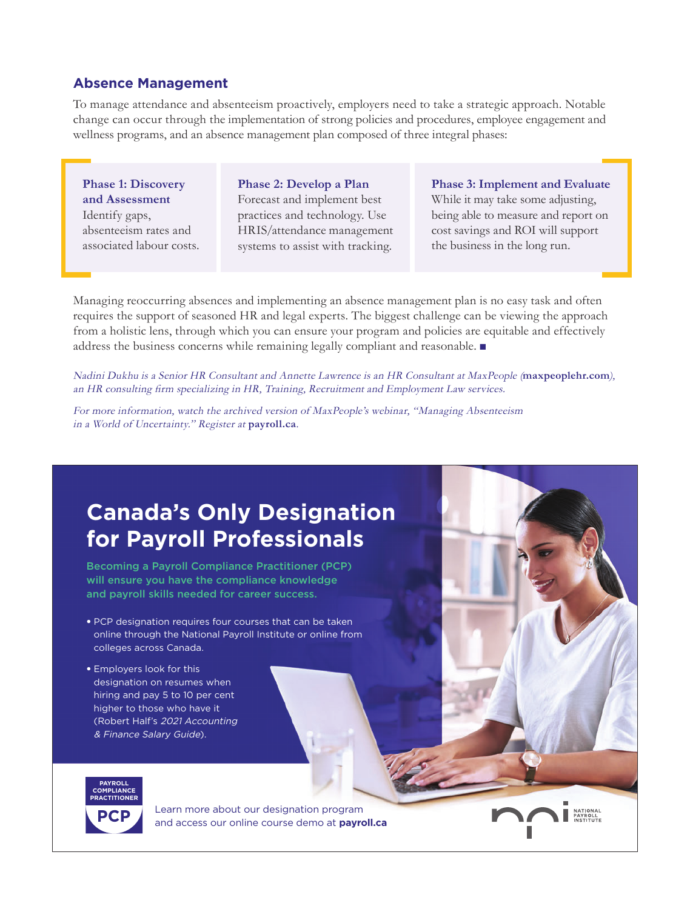## Absence Management

To manage attendance and absenteeism proactively, employers need to take a strategic approach. Notable change can occur through the implementation of strong policies and procedures, employee engagement and wellness programs, and an absence management plan composed of three integral phases:

**Phase 1: Discovery and Assessment**
Identify gaps, absenteeism rates and associated labour costs.

**Phase 2: Develop a Plan**
Forecast and implement best practices and technology. Use HRIS/attendance management systems to assist with tracking.

**Phase 3: Implement and Evaluate**
While it may take some adjusting, being able to measure and report on cost savings and ROI will support the business in the long run.

Managing reoccurring absences and implementing an absence management plan is no easy task and often requires the support of seasoned HR and legal experts. The biggest challenge can be viewing the approach from a holistic lens, through which you can ensure your program and policies are equitable and effectively address the business concerns while remaining legally compliant and reasonable. ■

*Nadini Dukhu is a Senior HR Consultant and Annette Lawrence is an HR Consultant at MaxPeople (**maxpeoplehr.com**), an HR consulting firm specializing in HR, Training, Recruitment and Employment Law services.*

*For more information, watch the archived version of MaxPeople's webinar, "Managing Absenteeism in a World of Uncertainty." Register at **payroll.ca**.*

## Canada's Only Designation for Payroll Professionals

**Becoming a Payroll Compliance Practitioner (PCP) will ensure you have the compliance knowledge and payroll skills needed for career success.**

- PCP designation requires four courses that can be taken online through the National Payroll Institute or online from colleges across Canada.
- Employers look for this designation on resumes when hiring and pay 5 to 10 per cent higher to those who have it (Robert Half's *2021 Accounting & Finance Salary Guide*).

PAYROLL COMPLIANCE PRACTITIONER PCP

Learn more about our designation program and access our online course demo at **payroll.ca**

NATIONAL PAYROLL INSTITUTE